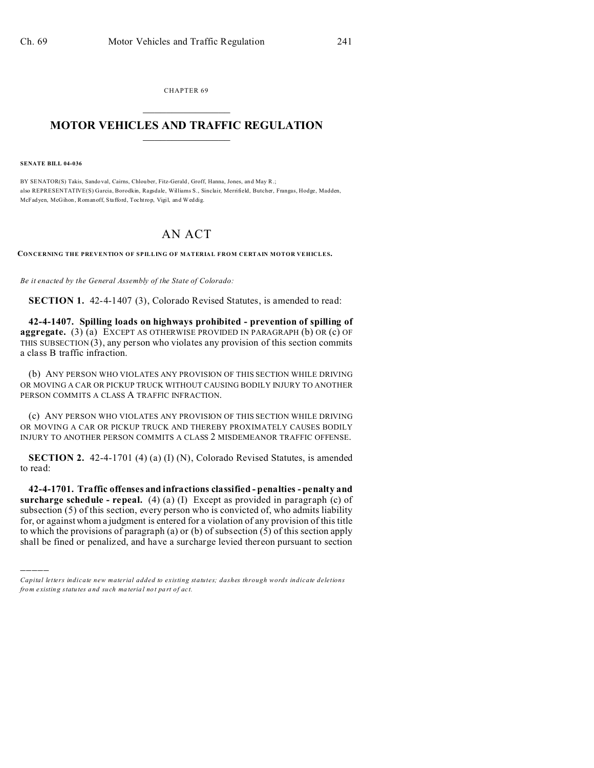CHAPTER 69

# MOTOR VEHICLES AND TRAFFIC REGULATION

**SENATE BILL 04-036**

BY SENATOR(S) Takis, Sandoval, Cairns, Chlouber, Fitz-Gerald, Groff, Hanna, Jones, and May R.;
also REPRESENTATIVE(S) Garcia, Borodkin, Ragsdale, Williams S., Sinclair, Merrifield, Butcher, Frangas, Hodge, Madden, McFadyen, McGihon, Romanoff, Stafford, Tochtrop, Vigil, and Weddig.

# AN ACT

**CONCERNING THE PREVENTION OF SPILLING OF MATERIAL FROM CERTAIN MOTOR VEHICLES.**

*Be it enacted by the General Assembly of the State of Colorado:*

**SECTION 1.** 42-4-1407 (3), Colorado Revised Statutes, is amended to read:

**42-4-1407. Spilling loads on highways prohibited - prevention of spilling of aggregate.** (3) (a) EXCEPT AS OTHERWISE PROVIDED IN PARAGRAPH (b) OR (c) OF THIS SUBSECTION (3), any person who violates any provision of this section commits a class B traffic infraction.

(b) ANY PERSON WHO VIOLATES ANY PROVISION OF THIS SECTION WHILE DRIVING OR MOVING A CAR OR PICKUP TRUCK WITHOUT CAUSING BODILY INJURY TO ANOTHER PERSON COMMITS A CLASS A TRAFFIC INFRACTION.

(c) ANY PERSON WHO VIOLATES ANY PROVISION OF THIS SECTION WHILE DRIVING OR MOVING A CAR OR PICKUP TRUCK AND THEREBY PROXIMATELY CAUSES BODILY INJURY TO ANOTHER PERSON COMMITS A CLASS 2 MISDEMEANOR TRAFFIC OFFENSE.

**SECTION 2.** 42-4-1701 (4) (a) (I) (N), Colorado Revised Statutes, is amended to read:

**42-4-1701. Traffic offenses and infractions classified - penalties - penalty and surcharge schedule - repeal.** (4) (a) (I) Except as provided in paragraph (c) of subsection (5) of this section, every person who is convicted of, who admits liability for, or against whom a judgment is entered for a violation of any provision of this title to which the provisions of paragraph (a) or (b) of subsection (5) of this section apply shall be fined or penalized, and have a surcharge levied thereon pursuant to section

---

*Capital letters indicate new material added to existing statutes; dashes through words indicate deletions from existing statutes and such material not part of act.*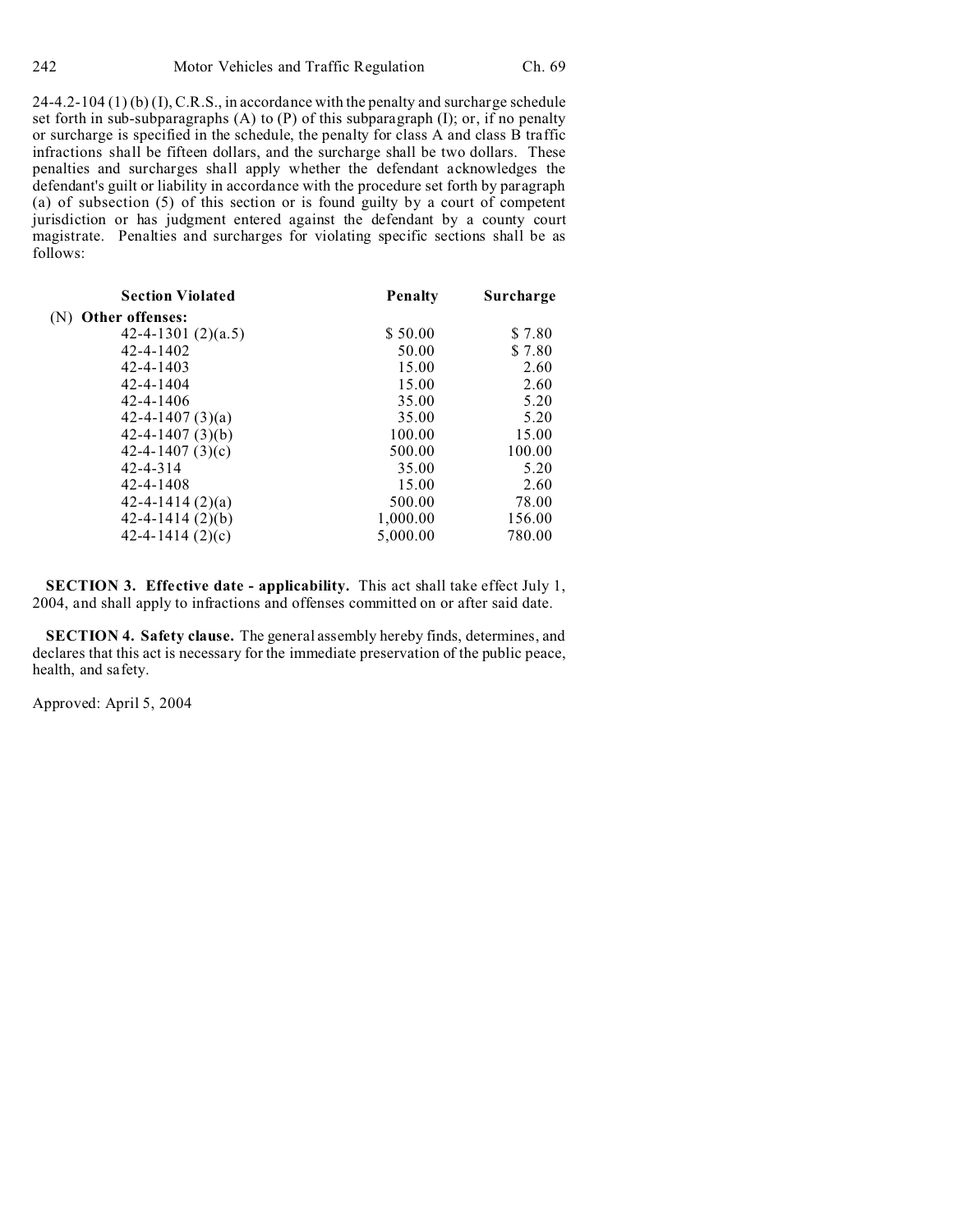24-4.2-104 (1) (b) (I), C.R.S., in accordance with the penalty and surcharge schedule set forth in sub-subparagraphs (A) to (P) of this subparagraph (I); or, if no penalty or surcharge is specified in the schedule, the penalty for class A and class B traffic infractions shall be fifteen dollars, and the surcharge shall be two dollars. These penalties and surcharges shall apply whether the defendant acknowledges the defendant's guilt or liability in accordance with the procedure set forth by paragraph (a) of subsection (5) of this section or is found guilty by a court of competent jurisdiction or has judgment entered against the defendant by a county court magistrate. Penalties and surcharges for violating specific sections shall be as follows:

| Section Violated | Penalty | Surcharge |
|---|---|---|
| (N) **Other offenses:** | | |
| 42-4-1301 (2)(a.5) | $ 50.00 | $ 7.80 |
| 42-4-1402 | 50.00 | $ 7.80 |
| 42-4-1403 | 15.00 | 2.60 |
| 42-4-1404 | 15.00 | 2.60 |
| 42-4-1406 | 35.00 | 5.20 |
| 42-4-1407 (3)(a) | 35.00 | 5.20 |
| 42-4-1407 (3)(b) | 100.00 | 15.00 |
| 42-4-1407 (3)(c) | 500.00 | 100.00 |
| 42-4-314 | 35.00 | 5.20 |
| 42-4-1408 | 15.00 | 2.60 |
| 42-4-1414 (2)(a) | 500.00 | 78.00 |
| 42-4-1414 (2)(b) | 1,000.00 | 156.00 |
| 42-4-1414 (2)(c) | 5,000.00 | 780.00 |

**SECTION 3. Effective date - applicability.** This act shall take effect July 1, 2004, and shall apply to infractions and offenses committed on or after said date.

**SECTION 4. Safety clause.** The general assembly hereby finds, determines, and declares that this act is necessary for the immediate preservation of the public peace, health, and safety.

Approved: April 5, 2004